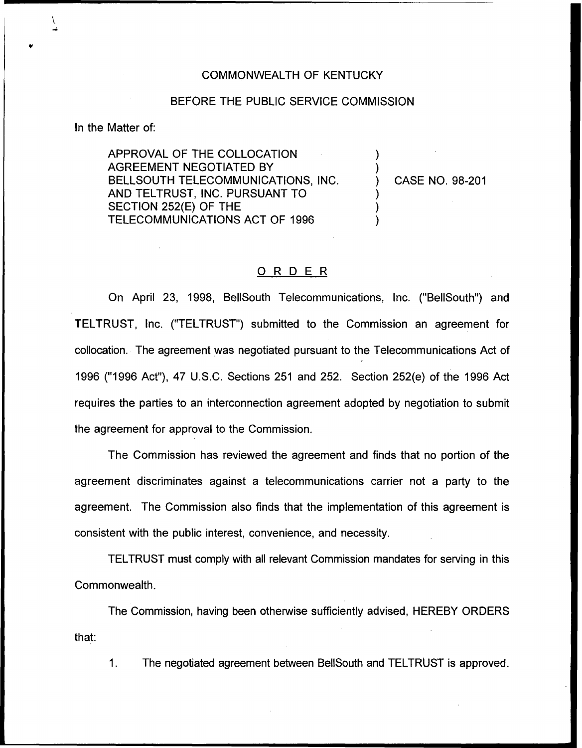COMMONWEALTH OF KENTUCKY

BEFORE THE PUBLIC SERVICE COMMISSION

In the Matter of:

APPROVAL OF THE COLLOCATION AGREEMENT NEGOTIATED BY BELLSOUTH TELECOMMUNICATIONS, INC. AND TELTRUST, INC. PURSUANT TO SECTION 252(E) OF THE TELECOMMUNICATIONS ACT OF 1996 ) CASE NO. 98-201

## ORDER

On April 23, 1998, BellSouth Telecommunications, Inc. ("BellSouth") and TELTRUST, Inc. ("TELTRUST") submitted to the Commission an agreement for collocation. The agreement was negotiated pursuant to the Telecommunications Act of 1996 ("1996 Act"), 47 U.S.C. Sections 251 and 252. Section 252(e) of the 1996 Act requires the parties to an interconnection agreement adopted by negotiation to submit the agreement for approval to the Commission.

The Commission has reviewed the agreement and finds that no portion of the agreement discriminates against a telecommunications carrier not a party to the agreement. The Commission also finds that the implementation of this agreement is consistent with the public interest, convenience, and necessity.

TELTRUST must comply with all relevant Commission mandates for serving in this Commonwealth.

The Commission, having been otherwise sufficiently advised, HEREBY ORDERS that:

1. The negotiated agreement between BellSouth and TELTRUST is approved.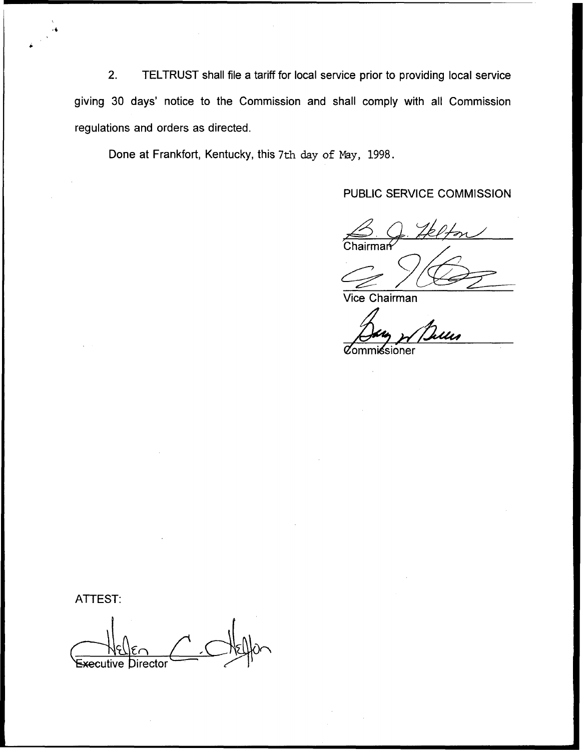2. TELTRUST shall file a tariff for local service prior to providing local service giving 30 days' notice to the Commission and shall comply with all Commission regulations and orders as directed.

Done at Frankfort, Kentucky, this 7th day of May, 1998.

PUBLIC SERVICE COMMISSION

Chairman

Vice Chairman

Commissioner

ATTEST:

Executive Director